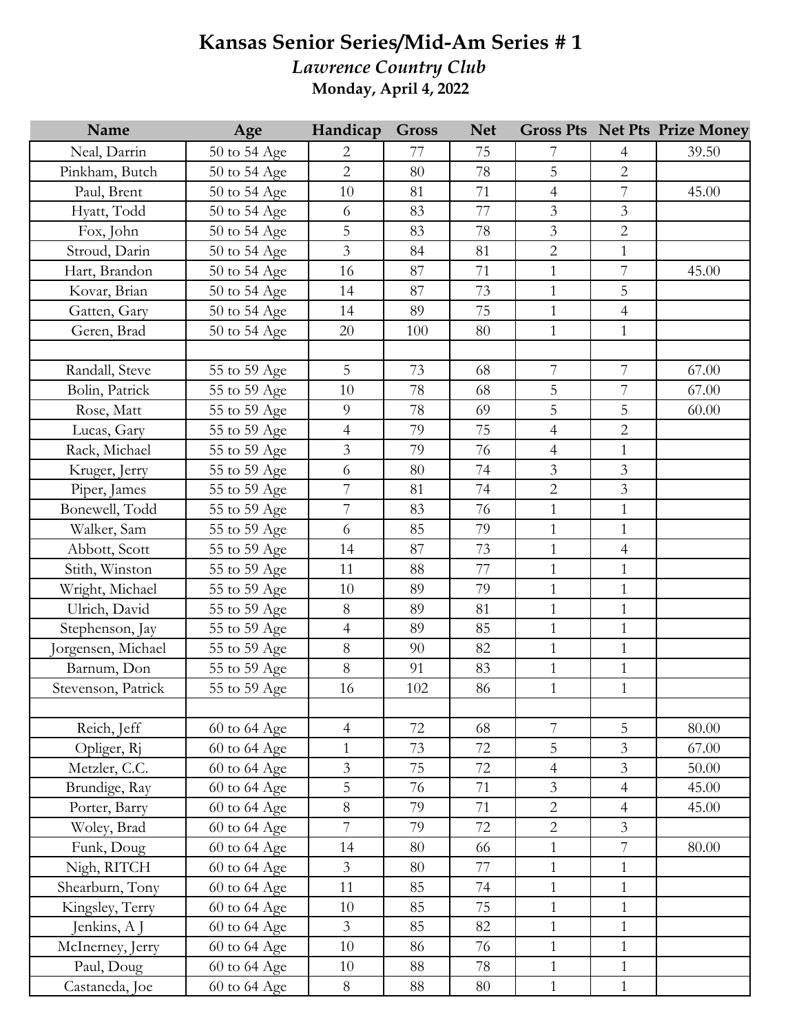# Kansas Senior Series/Mid-Am Series # 1

### *Lawrence Country Club*

**Monday, April 4, 2022**

| Name | Age | Handicap | Gross | Net | Gross Pts | Net Pts | Prize Money |
|---|---|---|---|---|---|---|---|
| Neal, Darrin | 50 to 54 Age | 2 | 77 | 75 | 7 | 4 | 39.50 |
| Pinkham, Butch | 50 to 54 Age | 2 | 80 | 78 | 5 | 2 | |
| Paul, Brent | 50 to 54 Age | 10 | 81 | 71 | 4 | 7 | 45.00 |
| Hyatt, Todd | 50 to 54 Age | 6 | 83 | 77 | 3 | 3 | |
| Fox, John | 50 to 54 Age | 5 | 83 | 78 | 3 | 2 | |
| Stroud, Darin | 50 to 54 Age | 3 | 84 | 81 | 2 | 1 | |
| Hart, Brandon | 50 to 54 Age | 16 | 87 | 71 | 1 | 7 | 45.00 |
| Kovar, Brian | 50 to 54 Age | 14 | 87 | 73 | 1 | 5 | |
| Gatten, Gary | 50 to 54 Age | 14 | 89 | 75 | 1 | 4 | |
| Geren, Brad | 50 to 54 Age | 20 | 100 | 80 | 1 | 1 | |
| | | | | | | | |
| Randall, Steve | 55 to 59 Age | 5 | 73 | 68 | 7 | 7 | 67.00 |
| Bolin, Patrick | 55 to 59 Age | 10 | 78 | 68 | 5 | 7 | 67.00 |
| Rose, Matt | 55 to 59 Age | 9 | 78 | 69 | 5 | 5 | 60.00 |
| Lucas, Gary | 55 to 59 Age | 4 | 79 | 75 | 4 | 2 | |
| Rack, Michael | 55 to 59 Age | 3 | 79 | 76 | 4 | 1 | |
| Kruger, Jerry | 55 to 59 Age | 6 | 80 | 74 | 3 | 3 | |
| Piper, James | 55 to 59 Age | 7 | 81 | 74 | 2 | 3 | |
| Bonewell, Todd | 55 to 59 Age | 7 | 83 | 76 | 1 | 1 | |
| Walker, Sam | 55 to 59 Age | 6 | 85 | 79 | 1 | 1 | |
| Abbott, Scott | 55 to 59 Age | 14 | 87 | 73 | 1 | 4 | |
| Stith, Winston | 55 to 59 Age | 11 | 88 | 77 | 1 | 1 | |
| Wright, Michael | 55 to 59 Age | 10 | 89 | 79 | 1 | 1 | |
| Ulrich, David | 55 to 59 Age | 8 | 89 | 81 | 1 | 1 | |
| Stephenson, Jay | 55 to 59 Age | 4 | 89 | 85 | 1 | 1 | |
| Jorgensen, Michael | 55 to 59 Age | 8 | 90 | 82 | 1 | 1 | |
| Barnum, Don | 55 to 59 Age | 8 | 91 | 83 | 1 | 1 | |
| Stevenson, Patrick | 55 to 59 Age | 16 | 102 | 86 | 1 | 1 | |
| | | | | | | | |
| Reich, Jeff | 60 to 64 Age | 4 | 72 | 68 | 7 | 5 | 80.00 |
| Opliger, Rj | 60 to 64 Age | 1 | 73 | 72 | 5 | 3 | 67.00 |
| Metzler, C.C. | 60 to 64 Age | 3 | 75 | 72 | 4 | 3 | 50.00 |
| Brundige, Ray | 60 to 64 Age | 5 | 76 | 71 | 3 | 4 | 45.00 |
| Porter, Barry | 60 to 64 Age | 8 | 79 | 71 | 2 | 4 | 45.00 |
| Woley, Brad | 60 to 64 Age | 7 | 79 | 72 | 2 | 3 | |
| Funk, Doug | 60 to 64 Age | 14 | 80 | 66 | 1 | 7 | 80.00 |
| Nigh, RITCH | 60 to 64 Age | 3 | 80 | 77 | 1 | 1 | |
| Shearburn, Tony | 60 to 64 Age | 11 | 85 | 74 | 1 | 1 | |
| Kingsley, Terry | 60 to 64 Age | 10 | 85 | 75 | 1 | 1 | |
| Jenkins, A J | 60 to 64 Age | 3 | 85 | 82 | 1 | 1 | |
| McInerney, Jerry | 60 to 64 Age | 10 | 86 | 76 | 1 | 1 | |
| Paul, Doug | 60 to 64 Age | 10 | 88 | 78 | 1 | 1 | |
| Castaneda, Joe | 60 to 64 Age | 8 | 88 | 80 | 1 | 1 | |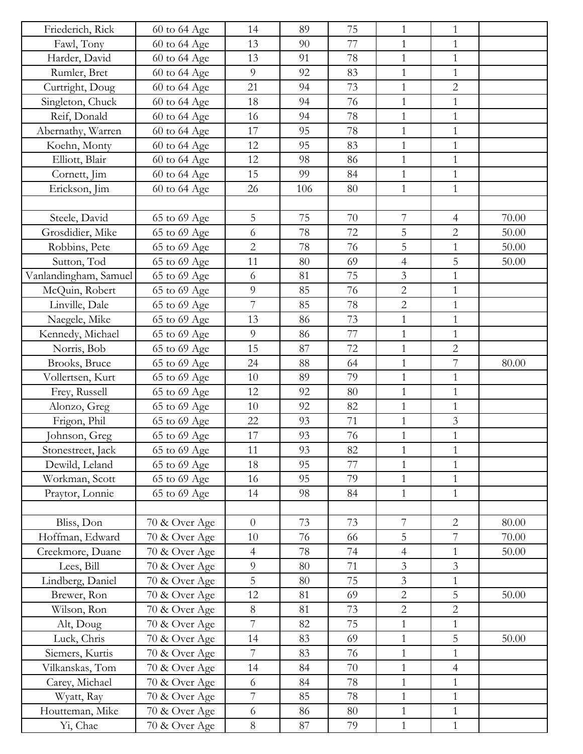| | | | | | | | |
|---|---|---|---|---|---|---|---|
| Friederich, Rick | 60 to 64 Age | 14 | 89 | 75 | 1 | 1 | |
| Fawl, Tony | 60 to 64 Age | 13 | 90 | 77 | 1 | 1 | |
| Harder, David | 60 to 64 Age | 13 | 91 | 78 | 1 | 1 | |
| Rumler, Bret | 60 to 64 Age | 9 | 92 | 83 | 1 | 1 | |
| Curtright, Doug | 60 to 64 Age | 21 | 94 | 73 | 1 | 2 | |
| Singleton, Chuck | 60 to 64 Age | 18 | 94 | 76 | 1 | 1 | |
| Reif, Donald | 60 to 64 Age | 16 | 94 | 78 | 1 | 1 | |
| Abernathy, Warren | 60 to 64 Age | 17 | 95 | 78 | 1 | 1 | |
| Koehn, Monty | 60 to 64 Age | 12 | 95 | 83 | 1 | 1 | |
| Elliott, Blair | 60 to 64 Age | 12 | 98 | 86 | 1 | 1 | |
| Cornett, Jim | 60 to 64 Age | 15 | 99 | 84 | 1 | 1 | |
| Erickson, Jim | 60 to 64 Age | 26 | 106 | 80 | 1 | 1 | |
| | | | | | | | |
| Steele, David | 65 to 69 Age | 5 | 75 | 70 | 7 | 4 | 70.00 |
| Grosdidier, Mike | 65 to 69 Age | 6 | 78 | 72 | 5 | 2 | 50.00 |
| Robbins, Pete | 65 to 69 Age | 2 | 78 | 76 | 5 | 1 | 50.00 |
| Sutton, Tod | 65 to 69 Age | 11 | 80 | 69 | 4 | 5 | 50.00 |
| Vanlandingham, Samuel | 65 to 69 Age | 6 | 81 | 75 | 3 | 1 | |
| McQuin, Robert | 65 to 69 Age | 9 | 85 | 76 | 2 | 1 | |
| Linville, Dale | 65 to 69 Age | 7 | 85 | 78 | 2 | 1 | |
| Naegele, Mike | 65 to 69 Age | 13 | 86 | 73 | 1 | 1 | |
| Kennedy, Michael | 65 to 69 Age | 9 | 86 | 77 | 1 | 1 | |
| Norris, Bob | 65 to 69 Age | 15 | 87 | 72 | 1 | 2 | |
| Brooks, Bruce | 65 to 69 Age | 24 | 88 | 64 | 1 | 7 | 80.00 |
| Vollertsen, Kurt | 65 to 69 Age | 10 | 89 | 79 | 1 | 1 | |
| Frey, Russell | 65 to 69 Age | 12 | 92 | 80 | 1 | 1 | |
| Alonzo, Greg | 65 to 69 Age | 10 | 92 | 82 | 1 | 1 | |
| Frigon, Phil | 65 to 69 Age | 22 | 93 | 71 | 1 | 3 | |
| Johnson, Greg | 65 to 69 Age | 17 | 93 | 76 | 1 | 1 | |
| Stonestreet, Jack | 65 to 69 Age | 11 | 93 | 82 | 1 | 1 | |
| Dewild, Leland | 65 to 69 Age | 18 | 95 | 77 | 1 | 1 | |
| Workman, Scott | 65 to 69 Age | 16 | 95 | 79 | 1 | 1 | |
| Praytor, Lonnie | 65 to 69 Age | 14 | 98 | 84 | 1 | 1 | |
| | | | | | | | |
| Bliss, Don | 70 & Over Age | 0 | 73 | 73 | 7 | 2 | 80.00 |
| Hoffman, Edward | 70 & Over Age | 10 | 76 | 66 | 5 | 7 | 70.00 |
| Creekmore, Duane | 70 & Over Age | 4 | 78 | 74 | 4 | 1 | 50.00 |
| Lees, Bill | 70 & Over Age | 9 | 80 | 71 | 3 | 3 | |
| Lindberg, Daniel | 70 & Over Age | 5 | 80 | 75 | 3 | 1 | |
| Brewer, Ron | 70 & Over Age | 12 | 81 | 69 | 2 | 5 | 50.00 |
| Wilson, Ron | 70 & Over Age | 8 | 81 | 73 | 2 | 2 | |
| Alt, Doug | 70 & Over Age | 7 | 82 | 75 | 1 | 1 | |
| Luck, Chris | 70 & Over Age | 14 | 83 | 69 | 1 | 5 | 50.00 |
| Siemers, Kurtis | 70 & Over Age | 7 | 83 | 76 | 1 | 1 | |
| Vilkanskas, Tom | 70 & Over Age | 14 | 84 | 70 | 1 | 4 | |
| Carey, Michael | 70 & Over Age | 6 | 84 | 78 | 1 | 1 | |
| Wyatt, Ray | 70 & Over Age | 7 | 85 | 78 | 1 | 1 | |
| Houtteman, Mike | 70 & Over Age | 6 | 86 | 80 | 1 | 1 | |
| Yi, Chae | 70 & Over Age | 8 | 87 | 79 | 1 | 1 | |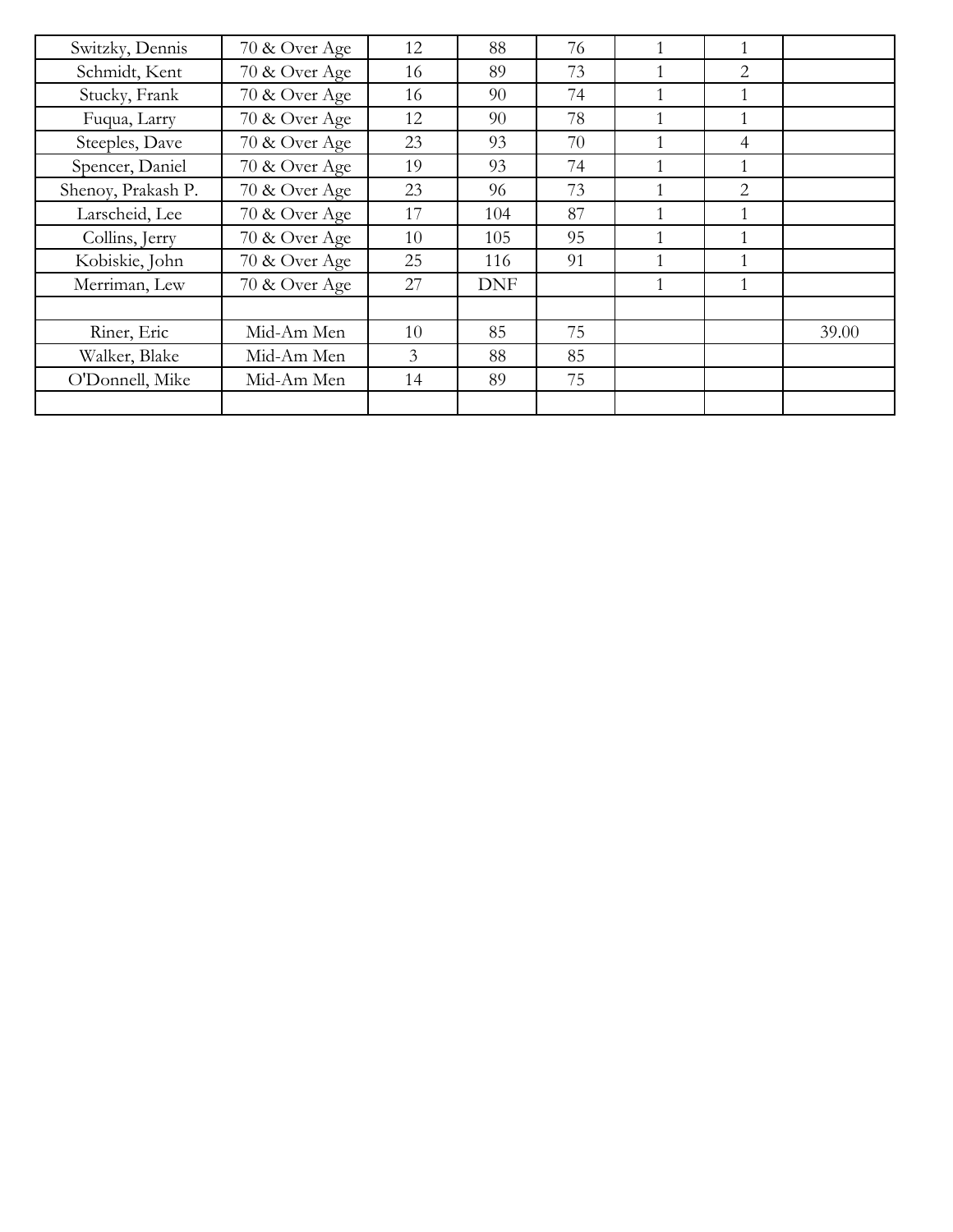| | | | | | | | |
|---|---|---|---|---|---|---|---|
| Switzky, Dennis | 70 & Over Age | 12 | 88 | 76 | 1 | 1 | |
| Schmidt, Kent | 70 & Over Age | 16 | 89 | 73 | 1 | 2 | |
| Stucky, Frank | 70 & Over Age | 16 | 90 | 74 | 1 | 1 | |
| Fuqua, Larry | 70 & Over Age | 12 | 90 | 78 | 1 | 1 | |
| Steeples, Dave | 70 & Over Age | 23 | 93 | 70 | 1 | 4 | |
| Spencer, Daniel | 70 & Over Age | 19 | 93 | 74 | 1 | 1 | |
| Shenoy, Prakash P. | 70 & Over Age | 23 | 96 | 73 | 1 | 2 | |
| Larscheid, Lee | 70 & Over Age | 17 | 104 | 87 | 1 | 1 | |
| Collins, Jerry | 70 & Over Age | 10 | 105 | 95 | 1 | 1 | |
| Kobiskie, John | 70 & Over Age | 25 | 116 | 91 | 1 | 1 | |
| Merriman, Lew | 70 & Over Age | 27 | DNF | | 1 | 1 | |
| | | | | | | | |
| Riner, Eric | Mid-Am Men | 10 | 85 | 75 | | | 39.00 |
| Walker, Blake | Mid-Am Men | 3 | 88 | 85 | | | |
| O'Donnell, Mike | Mid-Am Men | 14 | 89 | 75 | | | |
| | | | | | | | |